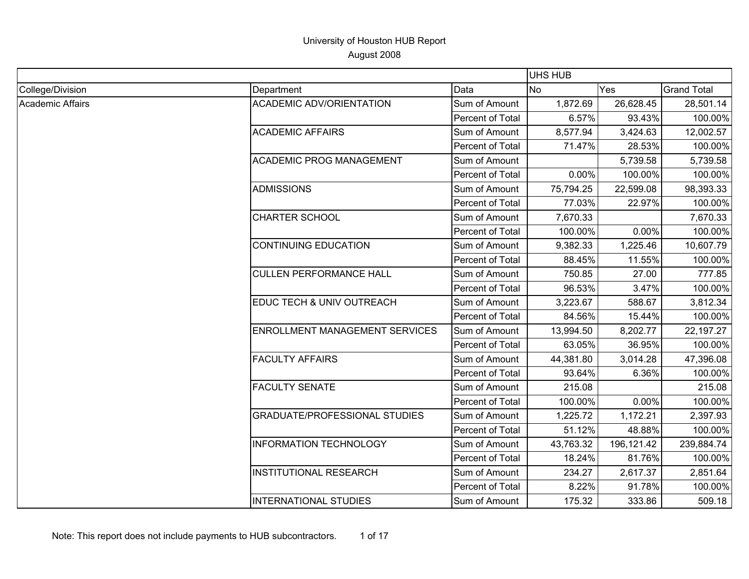# University of Houston HUB Report

August 2008

| | | | UHS HUB | | |
|---|---|---|---|---|---|
| College/Division | Department | Data | No | Yes | Grand Total |
| Academic Affairs | ACADEMIC ADV/ORIENTATION | Sum of Amount | 1,872.69 | 26,628.45 | 28,501.14 |
| | | Percent of Total | 6.57% | 93.43% | 100.00% |
| | ACADEMIC AFFAIRS | Sum of Amount | 8,577.94 | 3,424.63 | 12,002.57 |
| | | Percent of Total | 71.47% | 28.53% | 100.00% |
| | ACADEMIC PROG MANAGEMENT | Sum of Amount | | 5,739.58 | 5,739.58 |
| | | Percent of Total | 0.00% | 100.00% | 100.00% |
| | ADMISSIONS | Sum of Amount | 75,794.25 | 22,599.08 | 98,393.33 |
| | | Percent of Total | 77.03% | 22.97% | 100.00% |
| | CHARTER SCHOOL | Sum of Amount | 7,670.33 | | 7,670.33 |
| | | Percent of Total | 100.00% | 0.00% | 100.00% |
| | CONTINUING EDUCATION | Sum of Amount | 9,382.33 | 1,225.46 | 10,607.79 |
| | | Percent of Total | 88.45% | 11.55% | 100.00% |
| | CULLEN PERFORMANCE HALL | Sum of Amount | 750.85 | 27.00 | 777.85 |
| | | Percent of Total | 96.53% | 3.47% | 100.00% |
| | EDUC TECH & UNIV OUTREACH | Sum of Amount | 3,223.67 | 588.67 | 3,812.34 |
| | | Percent of Total | 84.56% | 15.44% | 100.00% |
| | ENROLLMENT MANAGEMENT SERVICES | Sum of Amount | 13,994.50 | 8,202.77 | 22,197.27 |
| | | Percent of Total | 63.05% | 36.95% | 100.00% |
| | FACULTY AFFAIRS | Sum of Amount | 44,381.80 | 3,014.28 | 47,396.08 |
| | | Percent of Total | 93.64% | 6.36% | 100.00% |
| | FACULTY SENATE | Sum of Amount | 215.08 | | 215.08 |
| | | Percent of Total | 100.00% | 0.00% | 100.00% |
| | GRADUATE/PROFESSIONAL STUDIES | Sum of Amount | 1,225.72 | 1,172.21 | 2,397.93 |
| | | Percent of Total | 51.12% | 48.88% | 100.00% |
| | INFORMATION TECHNOLOGY | Sum of Amount | 43,763.32 | 196,121.42 | 239,884.74 |
| | | Percent of Total | 18.24% | 81.76% | 100.00% |
| | INSTITUTIONAL RESEARCH | Sum of Amount | 234.27 | 2,617.37 | 2,851.64 |
| | | Percent of Total | 8.22% | 91.78% | 100.00% |
| | INTERNATIONAL STUDIES | Sum of Amount | 175.32 | 333.86 | 509.18 |

Note: This report does not include payments to HUB subcontractors.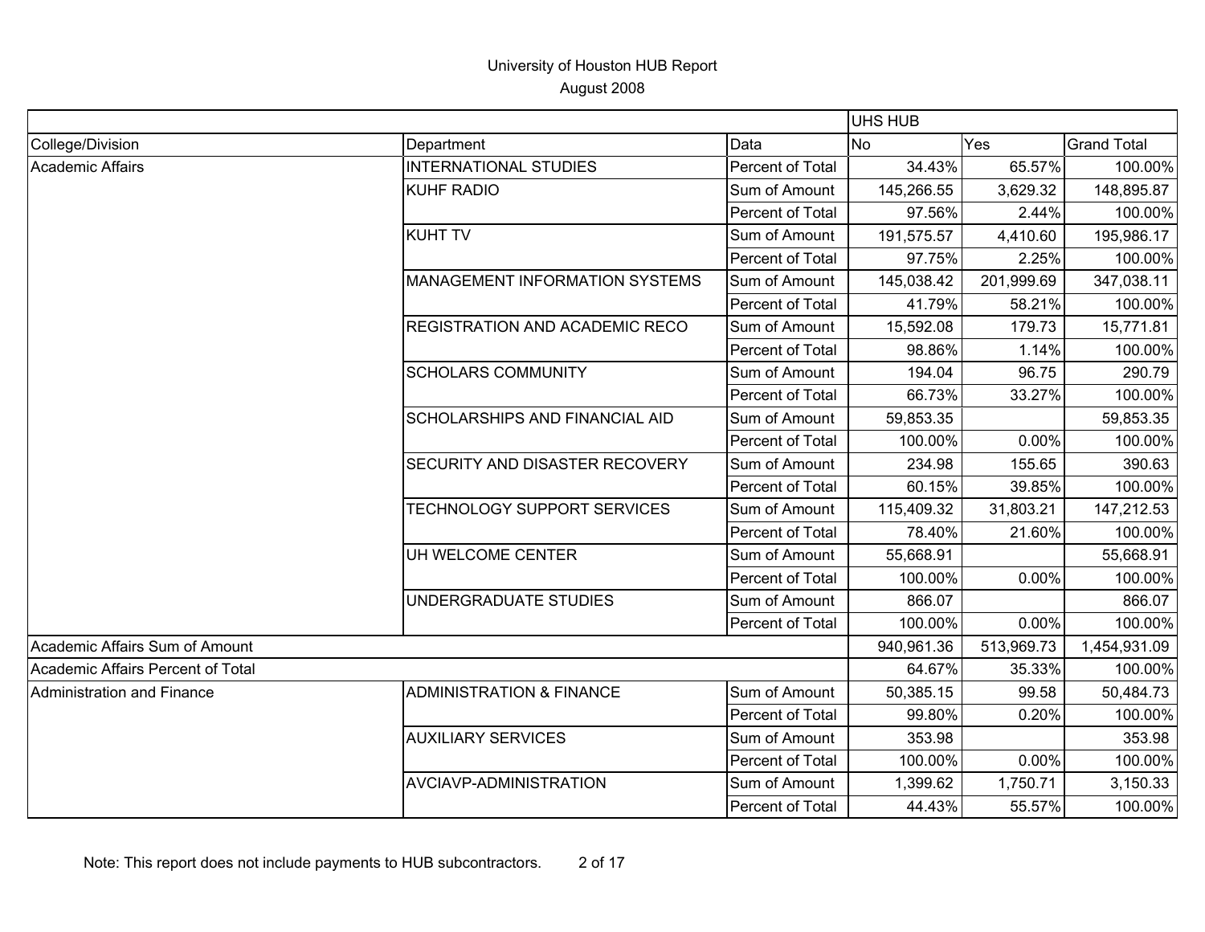University of Houston HUB Report
August 2008

| | | | UHS HUB | | |
|---|---|---|---|---|---|
| College/Division | Department | Data | No | Yes | Grand Total |
| Academic Affairs | INTERNATIONAL STUDIES | Percent of Total | 34.43% | 65.57% | 100.00% |
| | KUHF RADIO | Sum of Amount | 145,266.55 | 3,629.32 | 148,895.87 |
| | | Percent of Total | 97.56% | 2.44% | 100.00% |
| | KUHT TV | Sum of Amount | 191,575.57 | 4,410.60 | 195,986.17 |
| | | Percent of Total | 97.75% | 2.25% | 100.00% |
| | MANAGEMENT INFORMATION SYSTEMS | Sum of Amount | 145,038.42 | 201,999.69 | 347,038.11 |
| | | Percent of Total | 41.79% | 58.21% | 100.00% |
| | REGISTRATION AND ACADEMIC RECO | Sum of Amount | 15,592.08 | 179.73 | 15,771.81 |
| | | Percent of Total | 98.86% | 1.14% | 100.00% |
| | SCHOLARS COMMUNITY | Sum of Amount | 194.04 | 96.75 | 290.79 |
| | | Percent of Total | 66.73% | 33.27% | 100.00% |
| | SCHOLARSHIPS AND FINANCIAL AID | Sum of Amount | 59,853.35 | | 59,853.35 |
| | | Percent of Total | 100.00% | 0.00% | 100.00% |
| | SECURITY AND DISASTER RECOVERY | Sum of Amount | 234.98 | 155.65 | 390.63 |
| | | Percent of Total | 60.15% | 39.85% | 100.00% |
| | TECHNOLOGY SUPPORT SERVICES | Sum of Amount | 115,409.32 | 31,803.21 | 147,212.53 |
| | | Percent of Total | 78.40% | 21.60% | 100.00% |
| | UH WELCOME CENTER | Sum of Amount | 55,668.91 | | 55,668.91 |
| | | Percent of Total | 100.00% | 0.00% | 100.00% |
| | UNDERGRADUATE STUDIES | Sum of Amount | 866.07 | | 866.07 |
| | | Percent of Total | 100.00% | 0.00% | 100.00% |
| Academic Affairs Sum of Amount | | | 940,961.36 | 513,969.73 | 1,454,931.09 |
| Academic Affairs Percent of Total | | | 64.67% | 35.33% | 100.00% |
| Administration and Finance | ADMINISTRATION & FINANCE | Sum of Amount | 50,385.15 | 99.58 | 50,484.73 |
| | | Percent of Total | 99.80% | 0.20% | 100.00% |
| | AUXILIARY SERVICES | Sum of Amount | 353.98 | | 353.98 |
| | | Percent of Total | 100.00% | 0.00% | 100.00% |
| | AVCIAVP-ADMINISTRATION | Sum of Amount | 1,399.62 | 1,750.71 | 3,150.33 |
| | | Percent of Total | 44.43% | 55.57% | 100.00% |

Note: This report does not include payments to HUB subcontractors.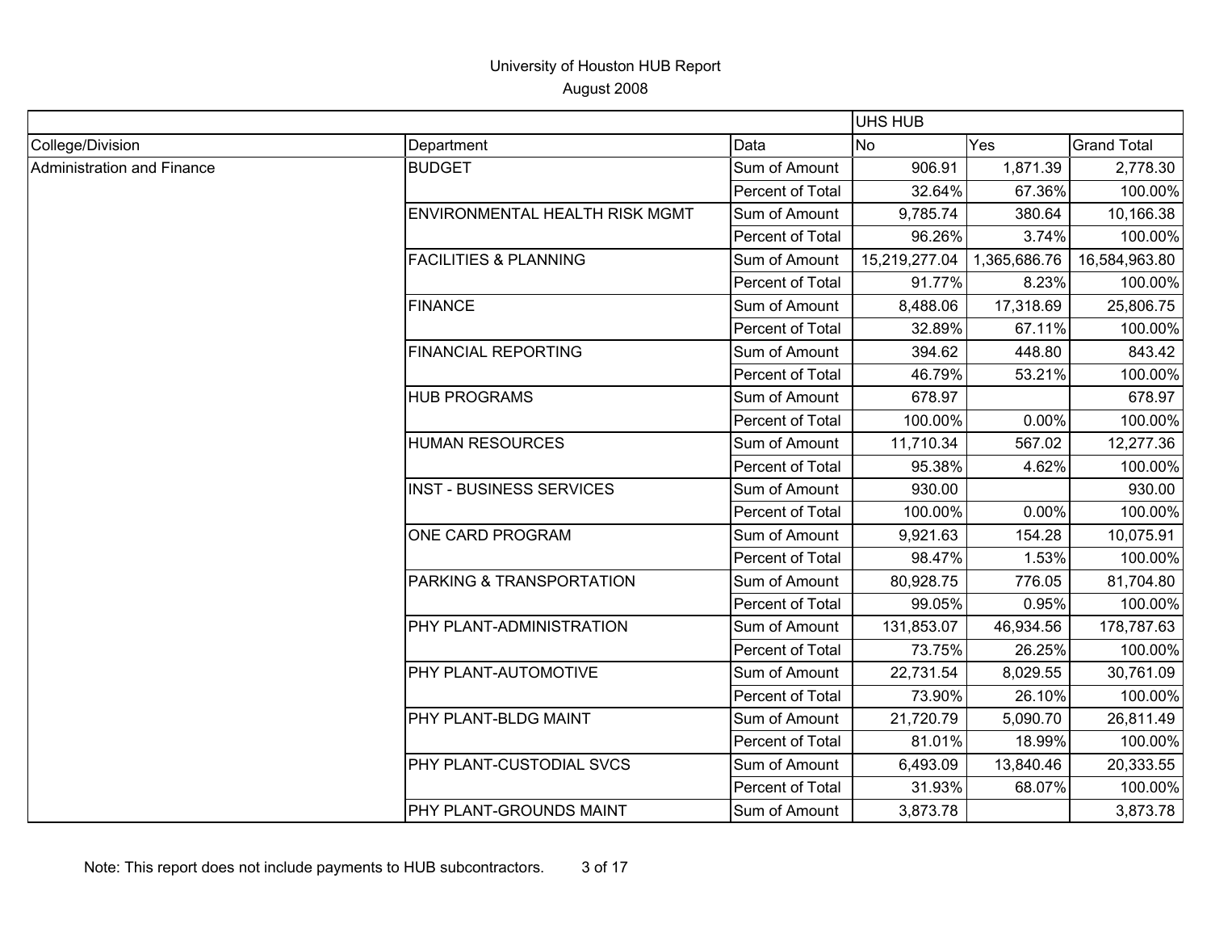# University of Houston HUB Report

August 2008

| | | | UHS HUB | | |
|---|---|---|---|---|---|
| College/Division | Department | Data | No | Yes | Grand Total |
| Administration and Finance | BUDGET | Sum of Amount | 906.91 | 1,871.39 | 2,778.30 |
| | | Percent of Total | 32.64% | 67.36% | 100.00% |
| | ENVIRONMENTAL HEALTH RISK MGMT | Sum of Amount | 9,785.74 | 380.64 | 10,166.38 |
| | | Percent of Total | 96.26% | 3.74% | 100.00% |
| | FACILITIES & PLANNING | Sum of Amount | 15,219,277.04 | 1,365,686.76 | 16,584,963.80 |
| | | Percent of Total | 91.77% | 8.23% | 100.00% |
| | FINANCE | Sum of Amount | 8,488.06 | 17,318.69 | 25,806.75 |
| | | Percent of Total | 32.89% | 67.11% | 100.00% |
| | FINANCIAL REPORTING | Sum of Amount | 394.62 | 448.80 | 843.42 |
| | | Percent of Total | 46.79% | 53.21% | 100.00% |
| | HUB PROGRAMS | Sum of Amount | 678.97 | | 678.97 |
| | | Percent of Total | 100.00% | 0.00% | 100.00% |
| | HUMAN RESOURCES | Sum of Amount | 11,710.34 | 567.02 | 12,277.36 |
| | | Percent of Total | 95.38% | 4.62% | 100.00% |
| | INST - BUSINESS SERVICES | Sum of Amount | 930.00 | | 930.00 |
| | | Percent of Total | 100.00% | 0.00% | 100.00% |
| | ONE CARD PROGRAM | Sum of Amount | 9,921.63 | 154.28 | 10,075.91 |
| | | Percent of Total | 98.47% | 1.53% | 100.00% |
| | PARKING & TRANSPORTATION | Sum of Amount | 80,928.75 | 776.05 | 81,704.80 |
| | | Percent of Total | 99.05% | 0.95% | 100.00% |
| | PHY PLANT-ADMINISTRATION | Sum of Amount | 131,853.07 | 46,934.56 | 178,787.63 |
| | | Percent of Total | 73.75% | 26.25% | 100.00% |
| | PHY PLANT-AUTOMOTIVE | Sum of Amount | 22,731.54 | 8,029.55 | 30,761.09 |
| | | Percent of Total | 73.90% | 26.10% | 100.00% |
| | PHY PLANT-BLDG MAINT | Sum of Amount | 21,720.79 | 5,090.70 | 26,811.49 |
| | | Percent of Total | 81.01% | 18.99% | 100.00% |
| | PHY PLANT-CUSTODIAL SVCS | Sum of Amount | 6,493.09 | 13,840.46 | 20,333.55 |
| | | Percent of Total | 31.93% | 68.07% | 100.00% |
| | PHY PLANT-GROUNDS MAINT | Sum of Amount | 3,873.78 | | 3,873.78 |

Note: This report does not include payments to HUB subcontractors.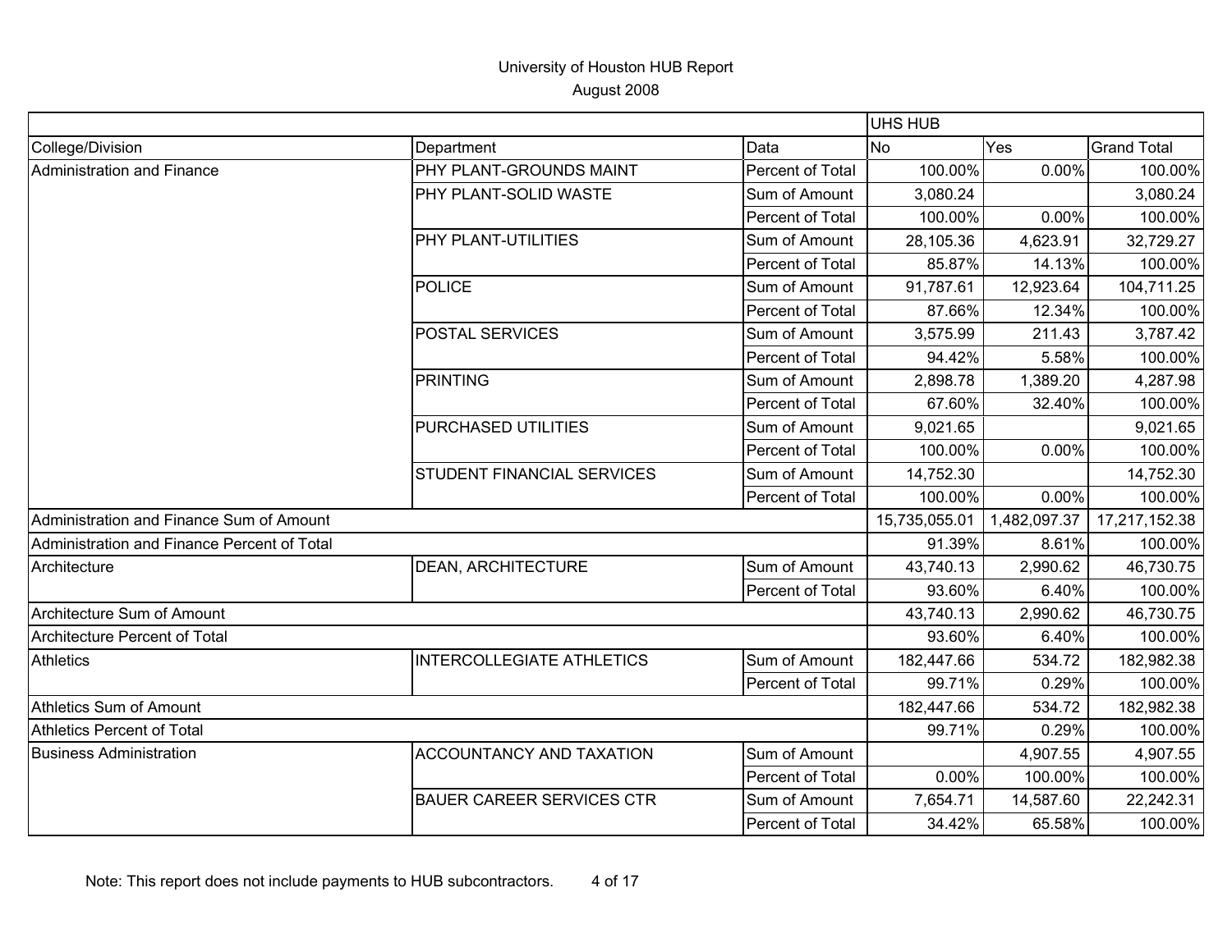# University of Houston HUB Report

August 2008

| | | | UHS HUB | | |
|---|---|---|---|---|---|
| College/Division | Department | Data | No | Yes | Grand Total |
| Administration and Finance | PHY PLANT-GROUNDS MAINT | Percent of Total | 100.00% | 0.00% | 100.00% |
| | PHY PLANT-SOLID WASTE | Sum of Amount | 3,080.24 | | 3,080.24 |
| | | Percent of Total | 100.00% | 0.00% | 100.00% |
| | PHY PLANT-UTILITIES | Sum of Amount | 28,105.36 | 4,623.91 | 32,729.27 |
| | | Percent of Total | 85.87% | 14.13% | 100.00% |
| | POLICE | Sum of Amount | 91,787.61 | 12,923.64 | 104,711.25 |
| | | Percent of Total | 87.66% | 12.34% | 100.00% |
| | POSTAL SERVICES | Sum of Amount | 3,575.99 | 211.43 | 3,787.42 |
| | | Percent of Total | 94.42% | 5.58% | 100.00% |
| | PRINTING | Sum of Amount | 2,898.78 | 1,389.20 | 4,287.98 |
| | | Percent of Total | 67.60% | 32.40% | 100.00% |
| | PURCHASED UTILITIES | Sum of Amount | 9,021.65 | | 9,021.65 |
| | | Percent of Total | 100.00% | 0.00% | 100.00% |
| | STUDENT FINANCIAL SERVICES | Sum of Amount | 14,752.30 | | 14,752.30 |
| | | Percent of Total | 100.00% | 0.00% | 100.00% |
| Administration and Finance Sum of Amount | | | 15,735,055.01 | 1,482,097.37 | 17,217,152.38 |
| Administration and Finance Percent of Total | | | 91.39% | 8.61% | 100.00% |
| Architecture | DEAN, ARCHITECTURE | Sum of Amount | 43,740.13 | 2,990.62 | 46,730.75 |
| | | Percent of Total | 93.60% | 6.40% | 100.00% |
| Architecture Sum of Amount | | | 43,740.13 | 2,990.62 | 46,730.75 |
| Architecture Percent of Total | | | 93.60% | 6.40% | 100.00% |
| Athletics | INTERCOLLEGIATE ATHLETICS | Sum of Amount | 182,447.66 | 534.72 | 182,982.38 |
| | | Percent of Total | 99.71% | 0.29% | 100.00% |
| Athletics Sum of Amount | | | 182,447.66 | 534.72 | 182,982.38 |
| Athletics Percent of Total | | | 99.71% | 0.29% | 100.00% |
| Business Administration | ACCOUNTANCY AND TAXATION | Sum of Amount | | 4,907.55 | 4,907.55 |
| | | Percent of Total | 0.00% | 100.00% | 100.00% |
| | BAUER CAREER SERVICES CTR | Sum of Amount | 7,654.71 | 14,587.60 | 22,242.31 |
| | | Percent of Total | 34.42% | 65.58% | 100.00% |

Note: This report does not include payments to HUB subcontractors.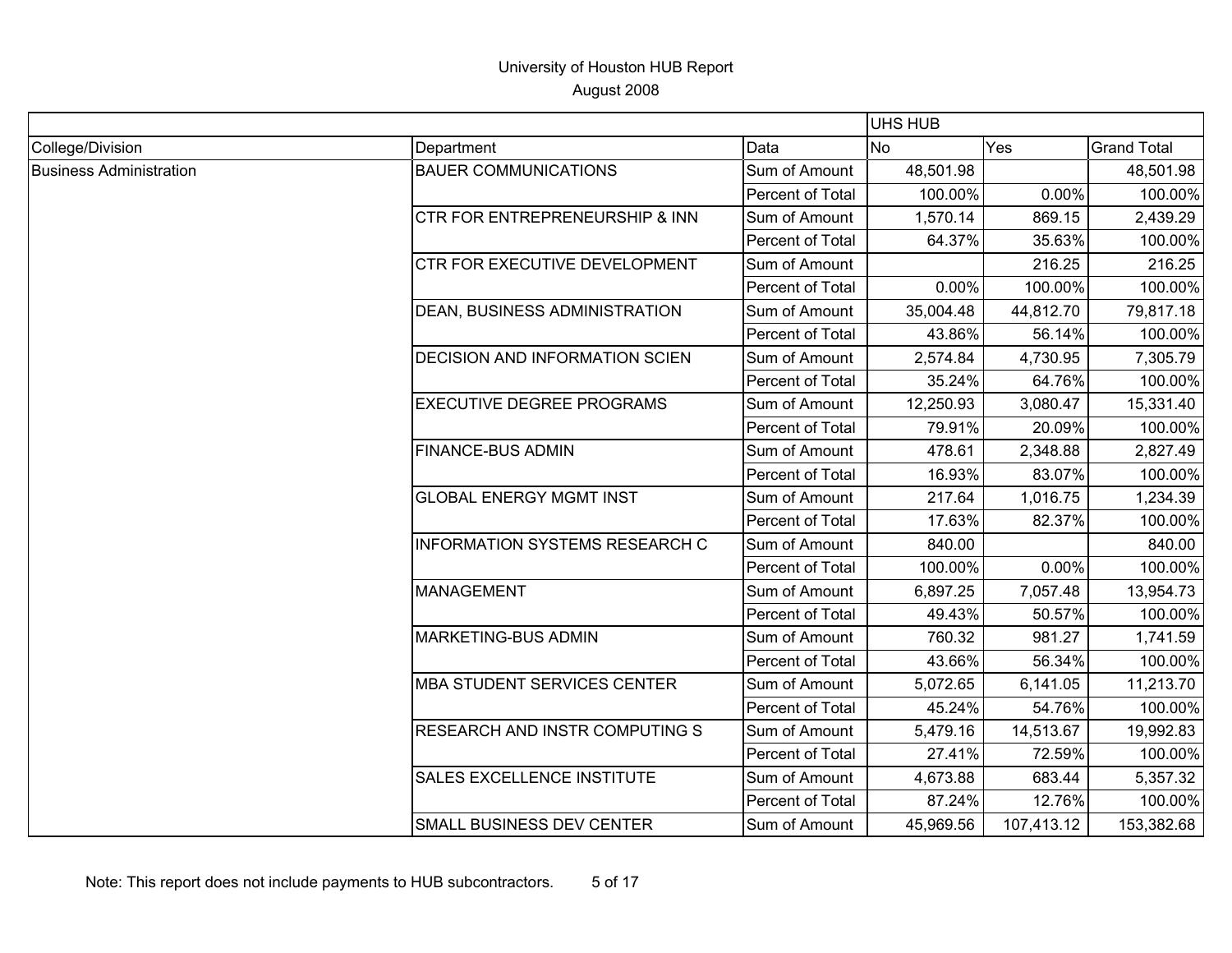# University of Houston HUB Report

August 2008

| | | | UHS HUB | | |
|---|---|---|---|---|---|
| College/Division | Department | Data | No | Yes | Grand Total |
| Business Administration | BAUER COMMUNICATIONS | Sum of Amount | 48,501.98 | | 48,501.98 |
| | | Percent of Total | 100.00% | 0.00% | 100.00% |
| | CTR FOR ENTREPRENEURSHIP & INN | Sum of Amount | 1,570.14 | 869.15 | 2,439.29 |
| | | Percent of Total | 64.37% | 35.63% | 100.00% |
| | CTR FOR EXECUTIVE DEVELOPMENT | Sum of Amount | | 216.25 | 216.25 |
| | | Percent of Total | 0.00% | 100.00% | 100.00% |
| | DEAN, BUSINESS ADMINISTRATION | Sum of Amount | 35,004.48 | 44,812.70 | 79,817.18 |
| | | Percent of Total | 43.86% | 56.14% | 100.00% |
| | DECISION AND INFORMATION SCIEN | Sum of Amount | 2,574.84 | 4,730.95 | 7,305.79 |
| | | Percent of Total | 35.24% | 64.76% | 100.00% |
| | EXECUTIVE DEGREE PROGRAMS | Sum of Amount | 12,250.93 | 3,080.47 | 15,331.40 |
| | | Percent of Total | 79.91% | 20.09% | 100.00% |
| | FINANCE-BUS ADMIN | Sum of Amount | 478.61 | 2,348.88 | 2,827.49 |
| | | Percent of Total | 16.93% | 83.07% | 100.00% |
| | GLOBAL ENERGY MGMT INST | Sum of Amount | 217.64 | 1,016.75 | 1,234.39 |
| | | Percent of Total | 17.63% | 82.37% | 100.00% |
| | INFORMATION SYSTEMS RESEARCH C | Sum of Amount | 840.00 | | 840.00 |
| | | Percent of Total | 100.00% | 0.00% | 100.00% |
| | MANAGEMENT | Sum of Amount | 6,897.25 | 7,057.48 | 13,954.73 |
| | | Percent of Total | 49.43% | 50.57% | 100.00% |
| | MARKETING-BUS ADMIN | Sum of Amount | 760.32 | 981.27 | 1,741.59 |
| | | Percent of Total | 43.66% | 56.34% | 100.00% |
| | MBA STUDENT SERVICES CENTER | Sum of Amount | 5,072.65 | 6,141.05 | 11,213.70 |
| | | Percent of Total | 45.24% | 54.76% | 100.00% |
| | RESEARCH AND INSTR COMPUTING S | Sum of Amount | 5,479.16 | 14,513.67 | 19,992.83 |
| | | Percent of Total | 27.41% | 72.59% | 100.00% |
| | SALES EXCELLENCE INSTITUTE | Sum of Amount | 4,673.88 | 683.44 | 5,357.32 |
| | | Percent of Total | 87.24% | 12.76% | 100.00% |
| | SMALL BUSINESS DEV CENTER | Sum of Amount | 45,969.56 | 107,413.12 | 153,382.68 |

Note: This report does not include payments to HUB subcontractors.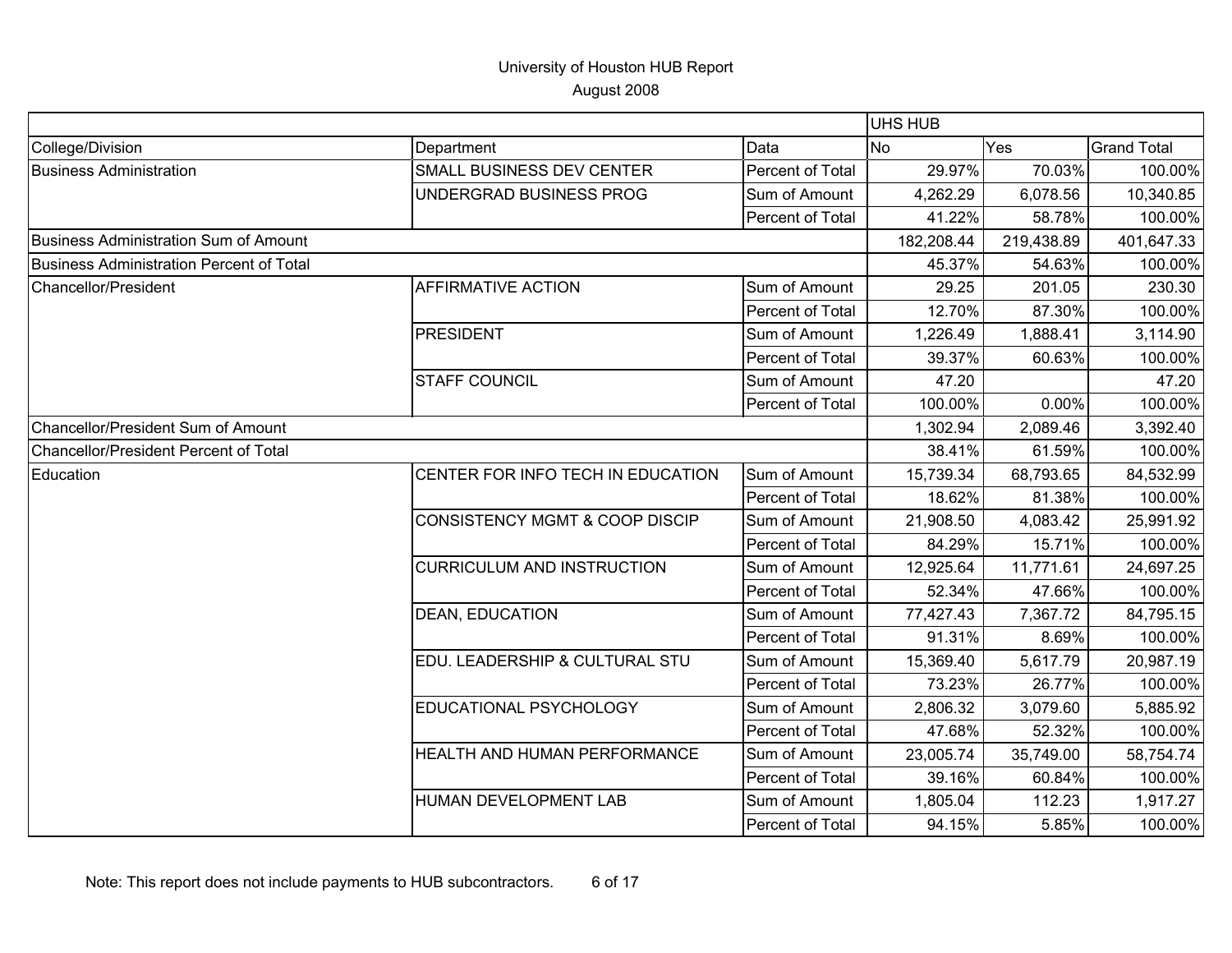# University of Houston HUB Report

August 2008

| | | | UHS HUB | | |
|---|---|---|---|---|---|
| College/Division | Department | Data | No | Yes | Grand Total |
| Business Administration | SMALL BUSINESS DEV CENTER | Percent of Total | 29.97% | 70.03% | 100.00% |
| | UNDERGRAD BUSINESS PROG | Sum of Amount | 4,262.29 | 6,078.56 | 10,340.85 |
| | | Percent of Total | 41.22% | 58.78% | 100.00% |
| Business Administration Sum of Amount | | | 182,208.44 | 219,438.89 | 401,647.33 |
| Business Administration Percent of Total | | | 45.37% | 54.63% | 100.00% |
| Chancellor/President | AFFIRMATIVE ACTION | Sum of Amount | 29.25 | 201.05 | 230.30 |
| | | Percent of Total | 12.70% | 87.30% | 100.00% |
| | PRESIDENT | Sum of Amount | 1,226.49 | 1,888.41 | 3,114.90 |
| | | Percent of Total | 39.37% | 60.63% | 100.00% |
| | STAFF COUNCIL | Sum of Amount | 47.20 | | 47.20 |
| | | Percent of Total | 100.00% | 0.00% | 100.00% |
| Chancellor/President Sum of Amount | | | 1,302.94 | 2,089.46 | 3,392.40 |
| Chancellor/President Percent of Total | | | 38.41% | 61.59% | 100.00% |
| Education | CENTER FOR INFO TECH IN EDUCATION | Sum of Amount | 15,739.34 | 68,793.65 | 84,532.99 |
| | | Percent of Total | 18.62% | 81.38% | 100.00% |
| | CONSISTENCY MGMT & COOP DISCIP | Sum of Amount | 21,908.50 | 4,083.42 | 25,991.92 |
| | | Percent of Total | 84.29% | 15.71% | 100.00% |
| | CURRICULUM AND INSTRUCTION | Sum of Amount | 12,925.64 | 11,771.61 | 24,697.25 |
| | | Percent of Total | 52.34% | 47.66% | 100.00% |
| | DEAN, EDUCATION | Sum of Amount | 77,427.43 | 7,367.72 | 84,795.15 |
| | | Percent of Total | 91.31% | 8.69% | 100.00% |
| | EDU. LEADERSHIP & CULTURAL STU | Sum of Amount | 15,369.40 | 5,617.79 | 20,987.19 |
| | | Percent of Total | 73.23% | 26.77% | 100.00% |
| | EDUCATIONAL PSYCHOLOGY | Sum of Amount | 2,806.32 | 3,079.60 | 5,885.92 |
| | | Percent of Total | 47.68% | 52.32% | 100.00% |
| | HEALTH AND HUMAN PERFORMANCE | Sum of Amount | 23,005.74 | 35,749.00 | 58,754.74 |
| | | Percent of Total | 39.16% | 60.84% | 100.00% |
| | HUMAN DEVELOPMENT LAB | Sum of Amount | 1,805.04 | 112.23 | 1,917.27 |
| | | Percent of Total | 94.15% | 5.85% | 100.00% |

Note: This report does not include payments to HUB subcontractors.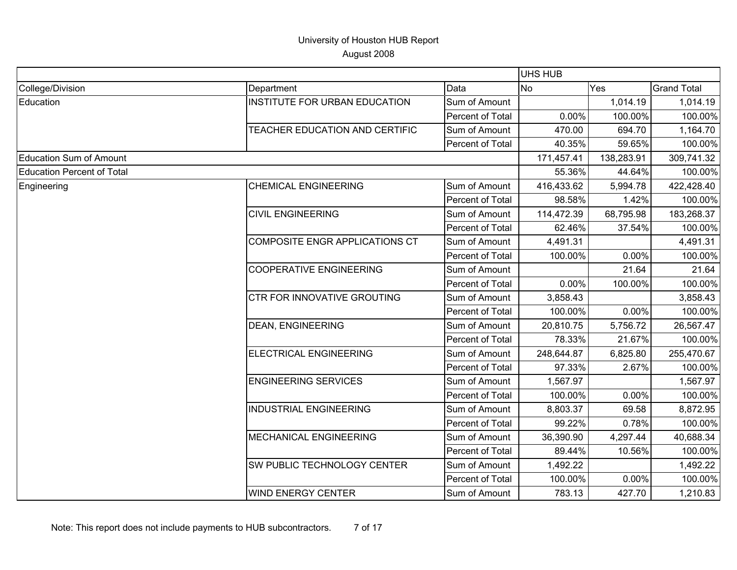# University of Houston HUB Report

August 2008

| | | | UHS HUB | | |
|---|---|---|---|---|---|
| College/Division | Department | Data | No | Yes | Grand Total |
| Education | INSTITUTE FOR URBAN EDUCATION | Sum of Amount | | 1,014.19 | 1,014.19 |
| | | Percent of Total | 0.00% | 100.00% | 100.00% |
| | TEACHER EDUCATION AND CERTIFIC | Sum of Amount | 470.00 | 694.70 | 1,164.70 |
| | | Percent of Total | 40.35% | 59.65% | 100.00% |
| Education Sum of Amount | | | 171,457.41 | 138,283.91 | 309,741.32 |
| Education Percent of Total | | | 55.36% | 44.64% | 100.00% |
| Engineering | CHEMICAL ENGINEERING | Sum of Amount | 416,433.62 | 5,994.78 | 422,428.40 |
| | | Percent of Total | 98.58% | 1.42% | 100.00% |
| | CIVIL ENGINEERING | Sum of Amount | 114,472.39 | 68,795.98 | 183,268.37 |
| | | Percent of Total | 62.46% | 37.54% | 100.00% |
| | COMPOSITE ENGR APPLICATIONS CT | Sum of Amount | 4,491.31 | | 4,491.31 |
| | | Percent of Total | 100.00% | 0.00% | 100.00% |
| | COOPERATIVE ENGINEERING | Sum of Amount | | 21.64 | 21.64 |
| | | Percent of Total | 0.00% | 100.00% | 100.00% |
| | CTR FOR INNOVATIVE GROUTING | Sum of Amount | 3,858.43 | | 3,858.43 |
| | | Percent of Total | 100.00% | 0.00% | 100.00% |
| | DEAN, ENGINEERING | Sum of Amount | 20,810.75 | 5,756.72 | 26,567.47 |
| | | Percent of Total | 78.33% | 21.67% | 100.00% |
| | ELECTRICAL ENGINEERING | Sum of Amount | 248,644.87 | 6,825.80 | 255,470.67 |
| | | Percent of Total | 97.33% | 2.67% | 100.00% |
| | ENGINEERING SERVICES | Sum of Amount | 1,567.97 | | 1,567.97 |
| | | Percent of Total | 100.00% | 0.00% | 100.00% |
| | INDUSTRIAL ENGINEERING | Sum of Amount | 8,803.37 | 69.58 | 8,872.95 |
| | | Percent of Total | 99.22% | 0.78% | 100.00% |
| | MECHANICAL ENGINEERING | Sum of Amount | 36,390.90 | 4,297.44 | 40,688.34 |
| | | Percent of Total | 89.44% | 10.56% | 100.00% |
| | SW PUBLIC TECHNOLOGY CENTER | Sum of Amount | 1,492.22 | | 1,492.22 |
| | | Percent of Total | 100.00% | 0.00% | 100.00% |
| | WIND ENERGY CENTER | Sum of Amount | 783.13 | 427.70 | 1,210.83 |

Note: This report does not include payments to HUB subcontractors.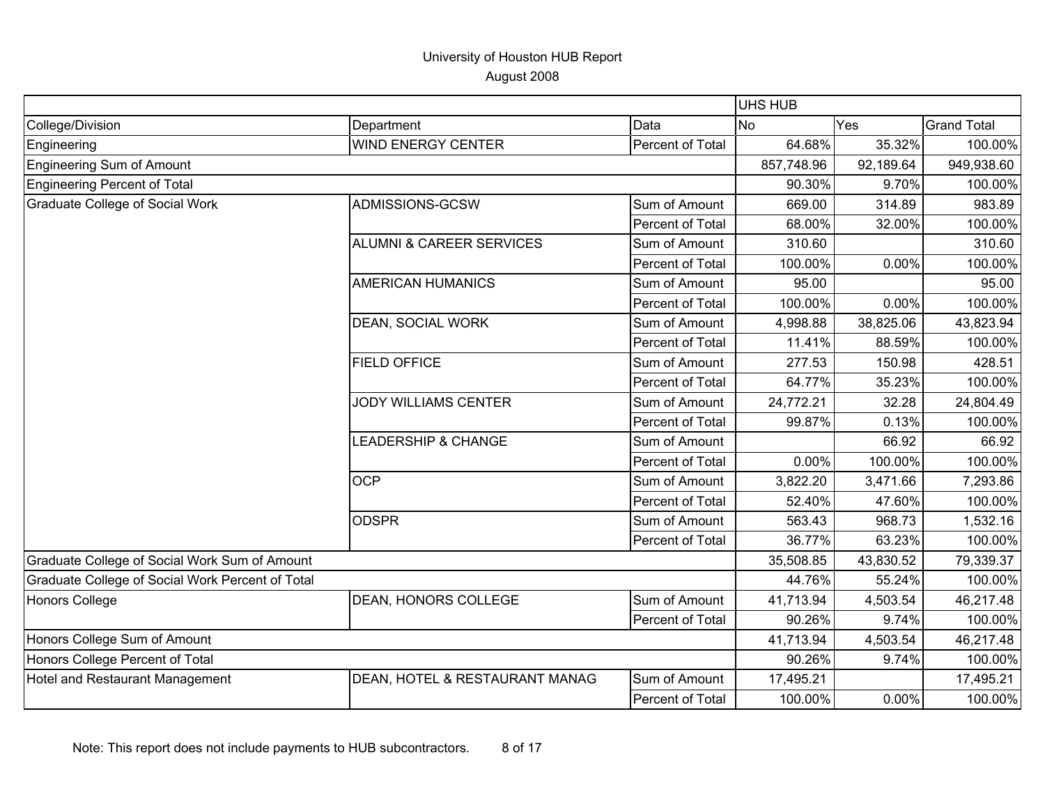# University of Houston HUB Report

August 2008

| | | | UHS HUB | | |
|---|---|---|---|---|---|
| College/Division | Department | Data | No | Yes | Grand Total |
| Engineering | WIND ENERGY CENTER | Percent of Total | 64.68% | 35.32% | 100.00% |
| Engineering Sum of Amount | | | 857,748.96 | 92,189.64 | 949,938.60 |
| Engineering Percent of Total | | | 90.30% | 9.70% | 100.00% |
| Graduate College of Social Work | ADMISSIONS-GCSW | Sum of Amount | 669.00 | 314.89 | 983.89 |
| | | Percent of Total | 68.00% | 32.00% | 100.00% |
| | ALUMNI & CAREER SERVICES | Sum of Amount | 310.60 | | 310.60 |
| | | Percent of Total | 100.00% | 0.00% | 100.00% |
| | AMERICAN HUMANICS | Sum of Amount | 95.00 | | 95.00 |
| | | Percent of Total | 100.00% | 0.00% | 100.00% |
| | DEAN, SOCIAL WORK | Sum of Amount | 4,998.88 | 38,825.06 | 43,823.94 |
| | | Percent of Total | 11.41% | 88.59% | 100.00% |
| | FIELD OFFICE | Sum of Amount | 277.53 | 150.98 | 428.51 |
| | | Percent of Total | 64.77% | 35.23% | 100.00% |
| | JODY WILLIAMS CENTER | Sum of Amount | 24,772.21 | 32.28 | 24,804.49 |
| | | Percent of Total | 99.87% | 0.13% | 100.00% |
| | LEADERSHIP & CHANGE | Sum of Amount | | 66.92 | 66.92 |
| | | Percent of Total | 0.00% | 100.00% | 100.00% |
| | OCP | Sum of Amount | 3,822.20 | 3,471.66 | 7,293.86 |
| | | Percent of Total | 52.40% | 47.60% | 100.00% |
| | ODSPR | Sum of Amount | 563.43 | 968.73 | 1,532.16 |
| | | Percent of Total | 36.77% | 63.23% | 100.00% |
| Graduate College of Social Work Sum of Amount | | | 35,508.85 | 43,830.52 | 79,339.37 |
| Graduate College of Social Work Percent of Total | | | 44.76% | 55.24% | 100.00% |
| Honors College | DEAN, HONORS COLLEGE | Sum of Amount | 41,713.94 | 4,503.54 | 46,217.48 |
| | | Percent of Total | 90.26% | 9.74% | 100.00% |
| Honors College Sum of Amount | | | 41,713.94 | 4,503.54 | 46,217.48 |
| Honors College Percent of Total | | | 90.26% | 9.74% | 100.00% |
| Hotel and Restaurant Management | DEAN, HOTEL & RESTAURANT MANAG | Sum of Amount | 17,495.21 | | 17,495.21 |
| | | Percent of Total | 100.00% | 0.00% | 100.00% |

Note: This report does not include payments to HUB subcontractors.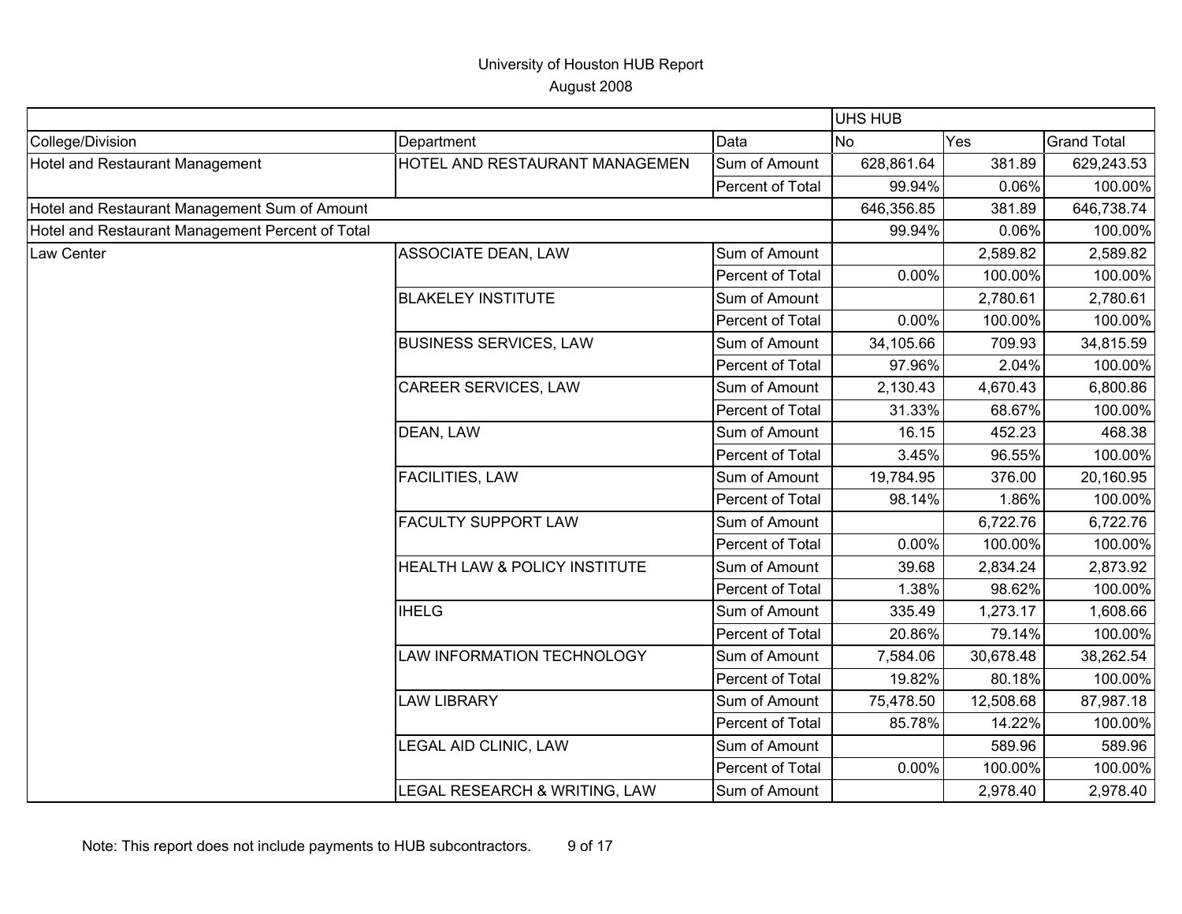# University of Houston HUB Report

August 2008

| | | | UHS HUB | | |
|---|---|---|---|---|---|
| College/Division | Department | Data | No | Yes | Grand Total |
| Hotel and Restaurant Management | HOTEL AND RESTAURANT MANAGEMEN | Sum of Amount | 628,861.64 | 381.89 | 629,243.53 |
| | | Percent of Total | 99.94% | 0.06% | 100.00% |
| Hotel and Restaurant Management Sum of Amount | | | 646,356.85 | 381.89 | 646,738.74 |
| Hotel and Restaurant Management Percent of Total | | | 99.94% | 0.06% | 100.00% |
| Law Center | ASSOCIATE DEAN, LAW | Sum of Amount | | 2,589.82 | 2,589.82 |
| | | Percent of Total | 0.00% | 100.00% | 100.00% |
| | BLAKELEY INSTITUTE | Sum of Amount | | 2,780.61 | 2,780.61 |
| | | Percent of Total | 0.00% | 100.00% | 100.00% |
| | BUSINESS SERVICES, LAW | Sum of Amount | 34,105.66 | 709.93 | 34,815.59 |
| | | Percent of Total | 97.96% | 2.04% | 100.00% |
| | CAREER SERVICES, LAW | Sum of Amount | 2,130.43 | 4,670.43 | 6,800.86 |
| | | Percent of Total | 31.33% | 68.67% | 100.00% |
| | DEAN, LAW | Sum of Amount | 16.15 | 452.23 | 468.38 |
| | | Percent of Total | 3.45% | 96.55% | 100.00% |
| | FACILITIES, LAW | Sum of Amount | 19,784.95 | 376.00 | 20,160.95 |
| | | Percent of Total | 98.14% | 1.86% | 100.00% |
| | FACULTY SUPPORT LAW | Sum of Amount | | 6,722.76 | 6,722.76 |
| | | Percent of Total | 0.00% | 100.00% | 100.00% |
| | HEALTH LAW & POLICY INSTITUTE | Sum of Amount | 39.68 | 2,834.24 | 2,873.92 |
| | | Percent of Total | 1.38% | 98.62% | 100.00% |
| | IHELG | Sum of Amount | 335.49 | 1,273.17 | 1,608.66 |
| | | Percent of Total | 20.86% | 79.14% | 100.00% |
| | LAW INFORMATION TECHNOLOGY | Sum of Amount | 7,584.06 | 30,678.48 | 38,262.54 |
| | | Percent of Total | 19.82% | 80.18% | 100.00% |
| | LAW LIBRARY | Sum of Amount | 75,478.50 | 12,508.68 | 87,987.18 |
| | | Percent of Total | 85.78% | 14.22% | 100.00% |
| | LEGAL AID CLINIC, LAW | Sum of Amount | | 589.96 | 589.96 |
| | | Percent of Total | 0.00% | 100.00% | 100.00% |
| | LEGAL RESEARCH & WRITING, LAW | Sum of Amount | | 2,978.40 | 2,978.40 |

Note: This report does not include payments to HUB subcontractors.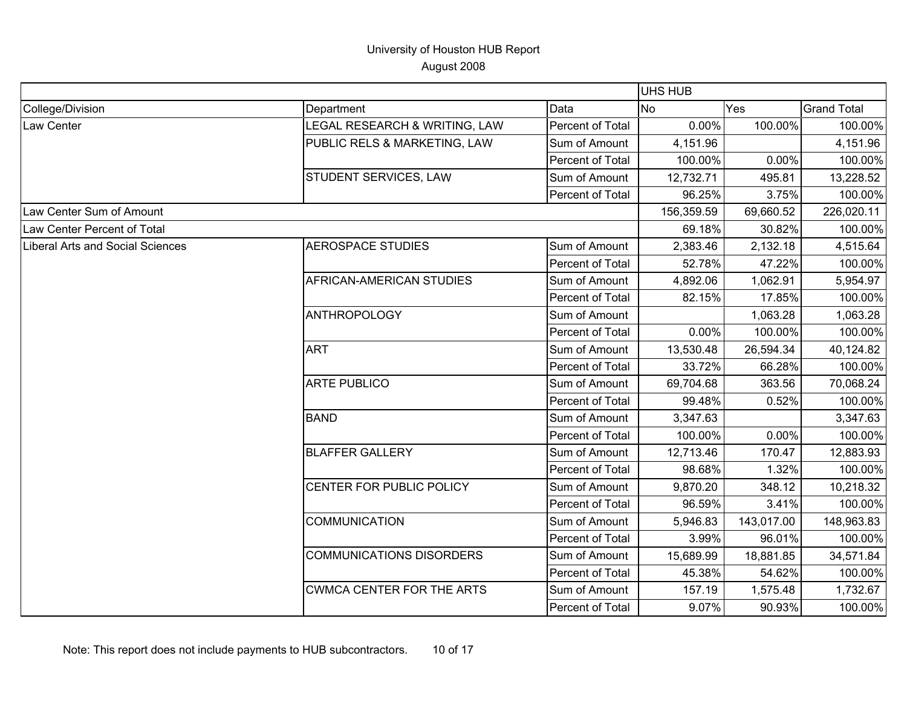# University of Houston HUB Report

August 2008

| | | | UHS HUB | | |
|---|---|---|---|---|---|
| College/Division | Department | Data | No | Yes | Grand Total |
| Law Center | LEGAL RESEARCH & WRITING, LAW | Percent of Total | 0.00% | 100.00% | 100.00% |
| | PUBLIC RELS & MARKETING, LAW | Sum of Amount | 4,151.96 | | 4,151.96 |
| | | Percent of Total | 100.00% | 0.00% | 100.00% |
| | STUDENT SERVICES, LAW | Sum of Amount | 12,732.71 | 495.81 | 13,228.52 |
| | | Percent of Total | 96.25% | 3.75% | 100.00% |
| Law Center Sum of Amount | | | 156,359.59 | 69,660.52 | 226,020.11 |
| Law Center Percent of Total | | | 69.18% | 30.82% | 100.00% |
| Liberal Arts and Social Sciences | AEROSPACE STUDIES | Sum of Amount | 2,383.46 | 2,132.18 | 4,515.64 |
| | | Percent of Total | 52.78% | 47.22% | 100.00% |
| | AFRICAN-AMERICAN STUDIES | Sum of Amount | 4,892.06 | 1,062.91 | 5,954.97 |
| | | Percent of Total | 82.15% | 17.85% | 100.00% |
| | ANTHROPOLOGY | Sum of Amount | | 1,063.28 | 1,063.28 |
| | | Percent of Total | 0.00% | 100.00% | 100.00% |
| | ART | Sum of Amount | 13,530.48 | 26,594.34 | 40,124.82 |
| | | Percent of Total | 33.72% | 66.28% | 100.00% |
| | ARTE PUBLICO | Sum of Amount | 69,704.68 | 363.56 | 70,068.24 |
| | | Percent of Total | 99.48% | 0.52% | 100.00% |
| | BAND | Sum of Amount | 3,347.63 | | 3,347.63 |
| | | Percent of Total | 100.00% | 0.00% | 100.00% |
| | BLAFFER GALLERY | Sum of Amount | 12,713.46 | 170.47 | 12,883.93 |
| | | Percent of Total | 98.68% | 1.32% | 100.00% |
| | CENTER FOR PUBLIC POLICY | Sum of Amount | 9,870.20 | 348.12 | 10,218.32 |
| | | Percent of Total | 96.59% | 3.41% | 100.00% |
| | COMMUNICATION | Sum of Amount | 5,946.83 | 143,017.00 | 148,963.83 |
| | | Percent of Total | 3.99% | 96.01% | 100.00% |
| | COMMUNICATIONS DISORDERS | Sum of Amount | 15,689.99 | 18,881.85 | 34,571.84 |
| | | Percent of Total | 45.38% | 54.62% | 100.00% |
| | CWMCA CENTER FOR THE ARTS | Sum of Amount | 157.19 | 1,575.48 | 1,732.67 |
| | | Percent of Total | 9.07% | 90.93% | 100.00% |

Note: This report does not include payments to HUB subcontractors.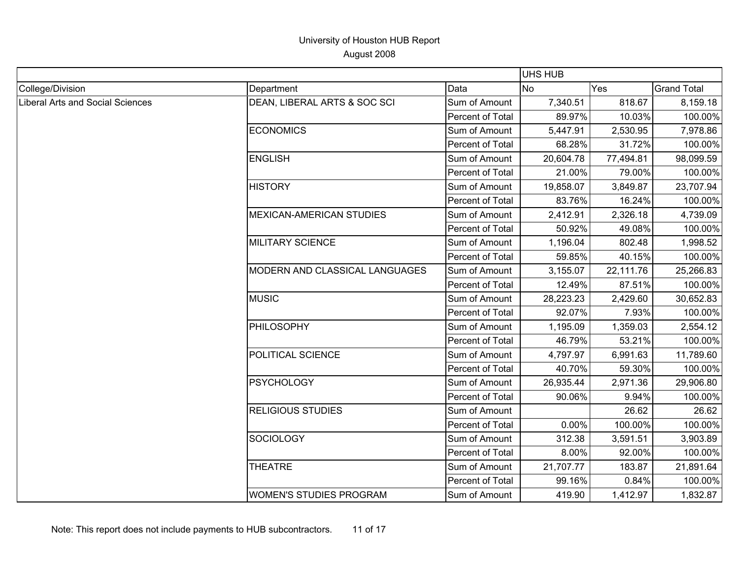University of Houston HUB Report
August 2008

| | | | UHS HUB | | |
|---|---|---|---|---|---|
| College/Division | Department | Data | No | Yes | Grand Total |
| Liberal Arts and Social Sciences | DEAN, LIBERAL ARTS & SOC SCI | Sum of Amount | 7,340.51 | 818.67 | 8,159.18 |
| | | Percent of Total | 89.97% | 10.03% | 100.00% |
| | ECONOMICS | Sum of Amount | 5,447.91 | 2,530.95 | 7,978.86 |
| | | Percent of Total | 68.28% | 31.72% | 100.00% |
| | ENGLISH | Sum of Amount | 20,604.78 | 77,494.81 | 98,099.59 |
| | | Percent of Total | 21.00% | 79.00% | 100.00% |
| | HISTORY | Sum of Amount | 19,858.07 | 3,849.87 | 23,707.94 |
| | | Percent of Total | 83.76% | 16.24% | 100.00% |
| | MEXICAN-AMERICAN STUDIES | Sum of Amount | 2,412.91 | 2,326.18 | 4,739.09 |
| | | Percent of Total | 50.92% | 49.08% | 100.00% |
| | MILITARY SCIENCE | Sum of Amount | 1,196.04 | 802.48 | 1,998.52 |
| | | Percent of Total | 59.85% | 40.15% | 100.00% |
| | MODERN AND CLASSICAL LANGUAGES | Sum of Amount | 3,155.07 | 22,111.76 | 25,266.83 |
| | | Percent of Total | 12.49% | 87.51% | 100.00% |
| | MUSIC | Sum of Amount | 28,223.23 | 2,429.60 | 30,652.83 |
| | | Percent of Total | 92.07% | 7.93% | 100.00% |
| | PHILOSOPHY | Sum of Amount | 1,195.09 | 1,359.03 | 2,554.12 |
| | | Percent of Total | 46.79% | 53.21% | 100.00% |
| | POLITICAL SCIENCE | Sum of Amount | 4,797.97 | 6,991.63 | 11,789.60 |
| | | Percent of Total | 40.70% | 59.30% | 100.00% |
| | PSYCHOLOGY | Sum of Amount | 26,935.44 | 2,971.36 | 29,906.80 |
| | | Percent of Total | 90.06% | 9.94% | 100.00% |
| | RELIGIOUS STUDIES | Sum of Amount | | 26.62 | 26.62 |
| | | Percent of Total | 0.00% | 100.00% | 100.00% |
| | SOCIOLOGY | Sum of Amount | 312.38 | 3,591.51 | 3,903.89 |
| | | Percent of Total | 8.00% | 92.00% | 100.00% |
| | THEATRE | Sum of Amount | 21,707.77 | 183.87 | 21,891.64 |
| | | Percent of Total | 99.16% | 0.84% | 100.00% |
| | WOMEN'S STUDIES PROGRAM | Sum of Amount | 419.90 | 1,412.97 | 1,832.87 |

Note: This report does not include payments to HUB subcontractors.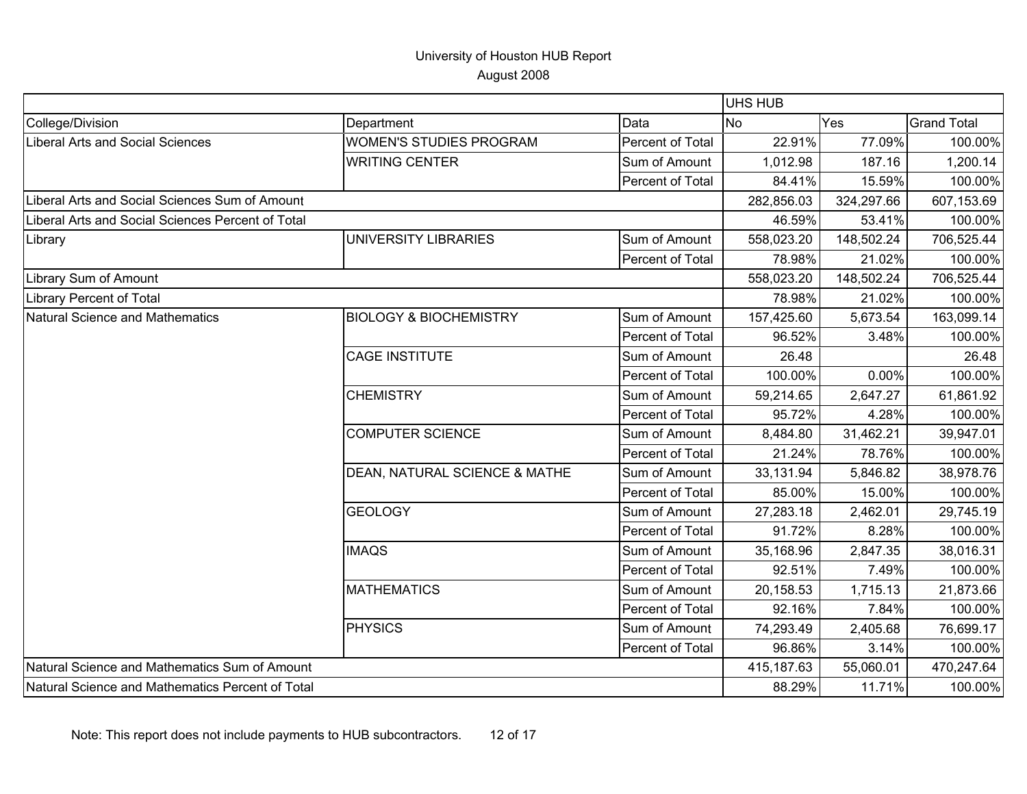University of Houston HUB Report

August 2008

| | | | UHS HUB | | |
|---|---|---|---|---|---|
| College/Division | Department | Data | No | Yes | Grand Total |
| Liberal Arts and Social Sciences | WOMEN'S STUDIES PROGRAM | Percent of Total | 22.91% | 77.09% | 100.00% |
| | WRITING CENTER | Sum of Amount | 1,012.98 | 187.16 | 1,200.14 |
| | | Percent of Total | 84.41% | 15.59% | 100.00% |
| Liberal Arts and Social Sciences Sum of Amount | | | 282,856.03 | 324,297.66 | 607,153.69 |
| Liberal Arts and Social Sciences Percent of Total | | | 46.59% | 53.41% | 100.00% |
| Library | UNIVERSITY LIBRARIES | Sum of Amount | 558,023.20 | 148,502.24 | 706,525.44 |
| | | Percent of Total | 78.98% | 21.02% | 100.00% |
| Library Sum of Amount | | | 558,023.20 | 148,502.24 | 706,525.44 |
| Library Percent of Total | | | 78.98% | 21.02% | 100.00% |
| Natural Science and Mathematics | BIOLOGY & BIOCHEMISTRY | Sum of Amount | 157,425.60 | 5,673.54 | 163,099.14 |
| | | Percent of Total | 96.52% | 3.48% | 100.00% |
| | CAGE INSTITUTE | Sum of Amount | 26.48 | | 26.48 |
| | | Percent of Total | 100.00% | 0.00% | 100.00% |
| | CHEMISTRY | Sum of Amount | 59,214.65 | 2,647.27 | 61,861.92 |
| | | Percent of Total | 95.72% | 4.28% | 100.00% |
| | COMPUTER SCIENCE | Sum of Amount | 8,484.80 | 31,462.21 | 39,947.01 |
| | | Percent of Total | 21.24% | 78.76% | 100.00% |
| | DEAN, NATURAL SCIENCE & MATHE | Sum of Amount | 33,131.94 | 5,846.82 | 38,978.76 |
| | | Percent of Total | 85.00% | 15.00% | 100.00% |
| | GEOLOGY | Sum of Amount | 27,283.18 | 2,462.01 | 29,745.19 |
| | | Percent of Total | 91.72% | 8.28% | 100.00% |
| | IMAQS | Sum of Amount | 35,168.96 | 2,847.35 | 38,016.31 |
| | | Percent of Total | 92.51% | 7.49% | 100.00% |
| | MATHEMATICS | Sum of Amount | 20,158.53 | 1,715.13 | 21,873.66 |
| | | Percent of Total | 92.16% | 7.84% | 100.00% |
| | PHYSICS | Sum of Amount | 74,293.49 | 2,405.68 | 76,699.17 |
| | | Percent of Total | 96.86% | 3.14% | 100.00% |
| Natural Science and Mathematics Sum of Amount | | | 415,187.63 | 55,060.01 | 470,247.64 |
| Natural Science and Mathematics Percent of Total | | | 88.29% | 11.71% | 100.00% |

Note: This report does not include payments to HUB subcontractors.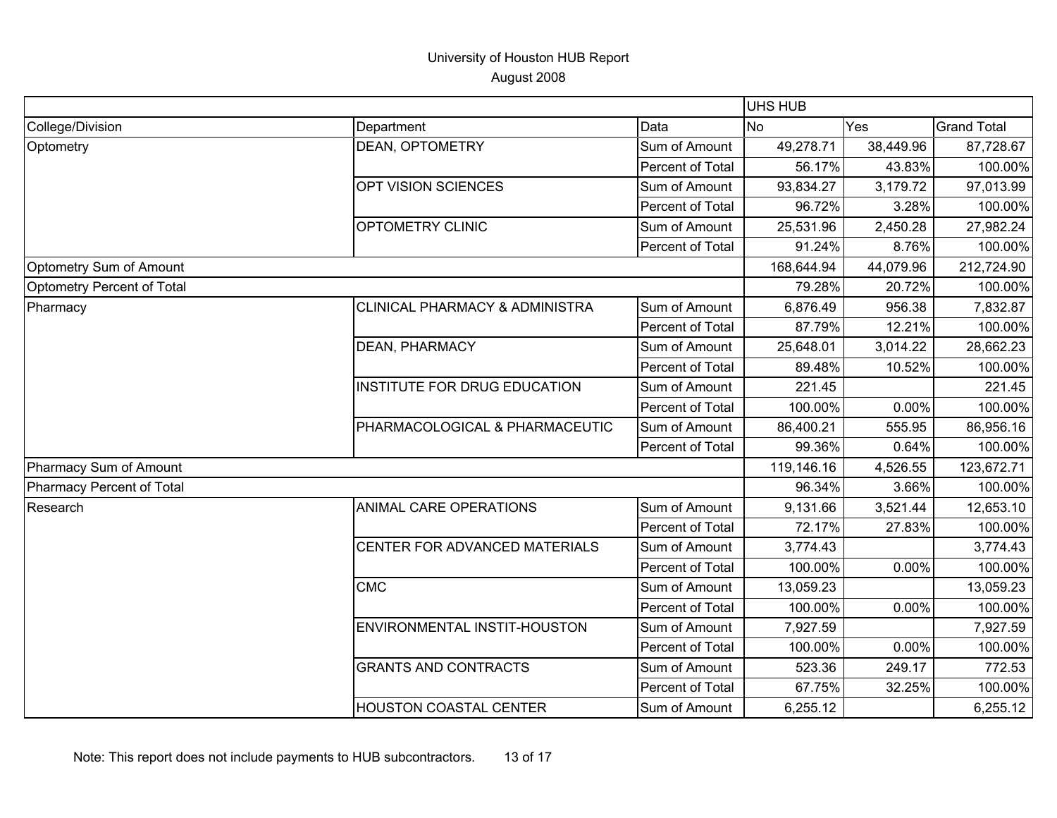University of Houston HUB Report

August 2008

| | | | UHS HUB | | |
|---|---|---|---|---|---|
| College/Division | Department | Data | No | Yes | Grand Total |
| Optometry | DEAN, OPTOMETRY | Sum of Amount | 49,278.71 | 38,449.96 | 87,728.67 |
| | | Percent of Total | 56.17% | 43.83% | 100.00% |
| | OPT VISION SCIENCES | Sum of Amount | 93,834.27 | 3,179.72 | 97,013.99 |
| | | Percent of Total | 96.72% | 3.28% | 100.00% |
| | OPTOMETRY CLINIC | Sum of Amount | 25,531.96 | 2,450.28 | 27,982.24 |
| | | Percent of Total | 91.24% | 8.76% | 100.00% |
| Optometry Sum of Amount | | | 168,644.94 | 44,079.96 | 212,724.90 |
| Optometry Percent of Total | | | 79.28% | 20.72% | 100.00% |
| Pharmacy | CLINICAL PHARMACY & ADMINISTRA | Sum of Amount | 6,876.49 | 956.38 | 7,832.87 |
| | | Percent of Total | 87.79% | 12.21% | 100.00% |
| | DEAN, PHARMACY | Sum of Amount | 25,648.01 | 3,014.22 | 28,662.23 |
| | | Percent of Total | 89.48% | 10.52% | 100.00% |
| | INSTITUTE FOR DRUG EDUCATION | Sum of Amount | 221.45 | | 221.45 |
| | | Percent of Total | 100.00% | 0.00% | 100.00% |
| | PHARMACOLOGICAL & PHARMACEUTIC | Sum of Amount | 86,400.21 | 555.95 | 86,956.16 |
| | | Percent of Total | 99.36% | 0.64% | 100.00% |
| Pharmacy Sum of Amount | | | 119,146.16 | 4,526.55 | 123,672.71 |
| Pharmacy Percent of Total | | | 96.34% | 3.66% | 100.00% |
| Research | ANIMAL CARE OPERATIONS | Sum of Amount | 9,131.66 | 3,521.44 | 12,653.10 |
| | | Percent of Total | 72.17% | 27.83% | 100.00% |
| | CENTER FOR ADVANCED MATERIALS | Sum of Amount | 3,774.43 | | 3,774.43 |
| | | Percent of Total | 100.00% | 0.00% | 100.00% |
| | CMC | Sum of Amount | 13,059.23 | | 13,059.23 |
| | | Percent of Total | 100.00% | 0.00% | 100.00% |
| | ENVIRONMENTAL INSTIT-HOUSTON | Sum of Amount | 7,927.59 | | 7,927.59 |
| | | Percent of Total | 100.00% | 0.00% | 100.00% |
| | GRANTS AND CONTRACTS | Sum of Amount | 523.36 | 249.17 | 772.53 |
| | | Percent of Total | 67.75% | 32.25% | 100.00% |
| | HOUSTON COASTAL CENTER | Sum of Amount | 6,255.12 | | 6,255.12 |

Note: This report does not include payments to HUB subcontractors.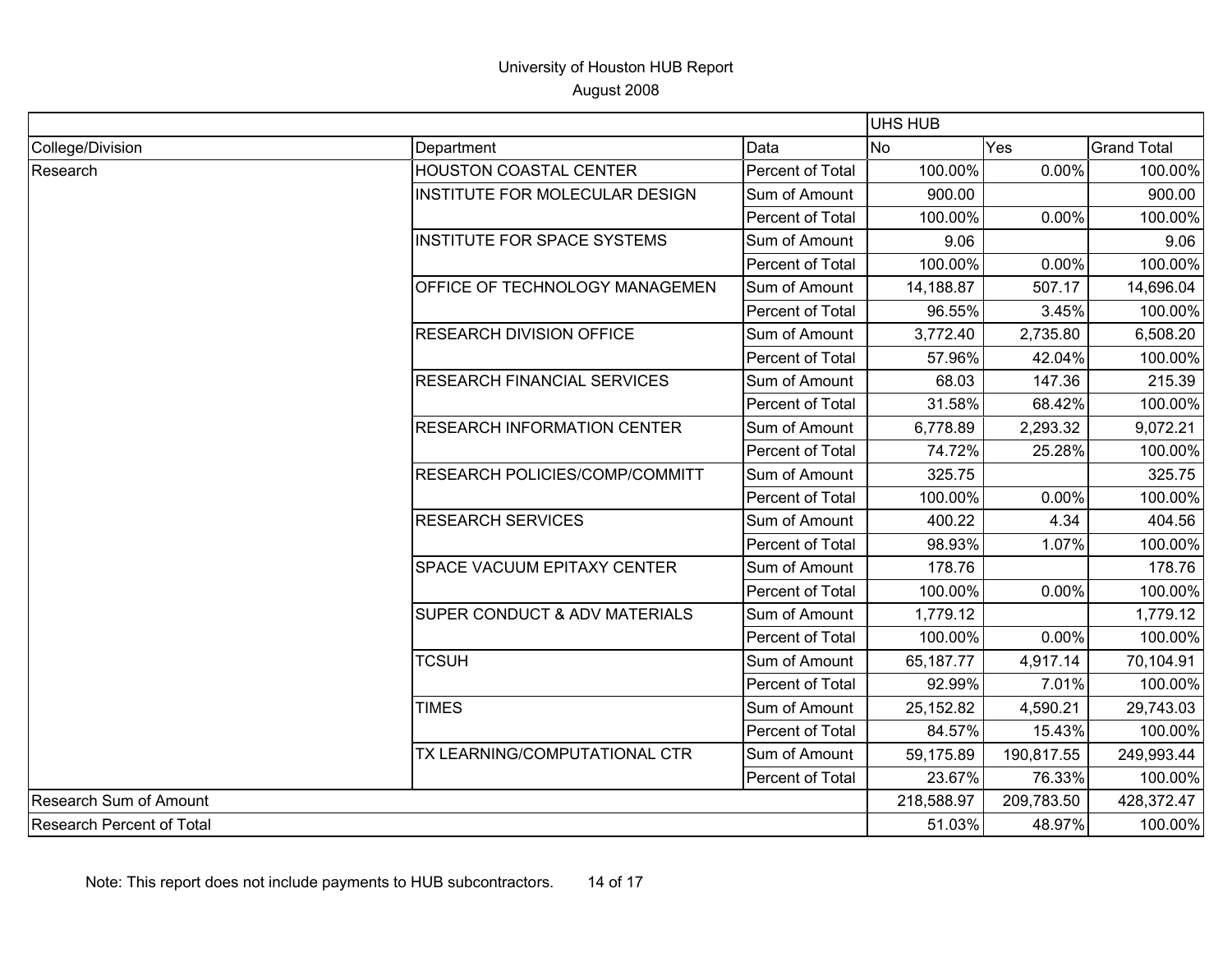# University of Houston HUB Report

August 2008

| | | | UHS HUB | | |
|---|---|---|---|---|---|
| College/Division | Department | Data | No | Yes | Grand Total |
| Research | HOUSTON COASTAL CENTER | Percent of Total | 100.00% | 0.00% | 100.00% |
| | INSTITUTE FOR MOLECULAR DESIGN | Sum of Amount | 900.00 | | 900.00 |
| | | Percent of Total | 100.00% | 0.00% | 100.00% |
| | INSTITUTE FOR SPACE SYSTEMS | Sum of Amount | 9.06 | | 9.06 |
| | | Percent of Total | 100.00% | 0.00% | 100.00% |
| | OFFICE OF TECHNOLOGY MANAGEMEN | Sum of Amount | 14,188.87 | 507.17 | 14,696.04 |
| | | Percent of Total | 96.55% | 3.45% | 100.00% |
| | RESEARCH DIVISION OFFICE | Sum of Amount | 3,772.40 | 2,735.80 | 6,508.20 |
| | | Percent of Total | 57.96% | 42.04% | 100.00% |
| | RESEARCH FINANCIAL SERVICES | Sum of Amount | 68.03 | 147.36 | 215.39 |
| | | Percent of Total | 31.58% | 68.42% | 100.00% |
| | RESEARCH INFORMATION CENTER | Sum of Amount | 6,778.89 | 2,293.32 | 9,072.21 |
| | | Percent of Total | 74.72% | 25.28% | 100.00% |
| | RESEARCH POLICIES/COMP/COMMITT | Sum of Amount | 325.75 | | 325.75 |
| | | Percent of Total | 100.00% | 0.00% | 100.00% |
| | RESEARCH SERVICES | Sum of Amount | 400.22 | 4.34 | 404.56 |
| | | Percent of Total | 98.93% | 1.07% | 100.00% |
| | SPACE VACUUM EPITAXY CENTER | Sum of Amount | 178.76 | | 178.76 |
| | | Percent of Total | 100.00% | 0.00% | 100.00% |
| | SUPER CONDUCT & ADV MATERIALS | Sum of Amount | 1,779.12 | | 1,779.12 |
| | | Percent of Total | 100.00% | 0.00% | 100.00% |
| | TCSUH | Sum of Amount | 65,187.77 | 4,917.14 | 70,104.91 |
| | | Percent of Total | 92.99% | 7.01% | 100.00% |
| | TIMES | Sum of Amount | 25,152.82 | 4,590.21 | 29,743.03 |
| | | Percent of Total | 84.57% | 15.43% | 100.00% |
| | TX LEARNING/COMPUTATIONAL CTR | Sum of Amount | 59,175.89 | 190,817.55 | 249,993.44 |
| | | Percent of Total | 23.67% | 76.33% | 100.00% |
| Research Sum of Amount | | | 218,588.97 | 209,783.50 | 428,372.47 |
| Research Percent of Total | | | 51.03% | 48.97% | 100.00% |

Note: This report does not include payments to HUB subcontractors.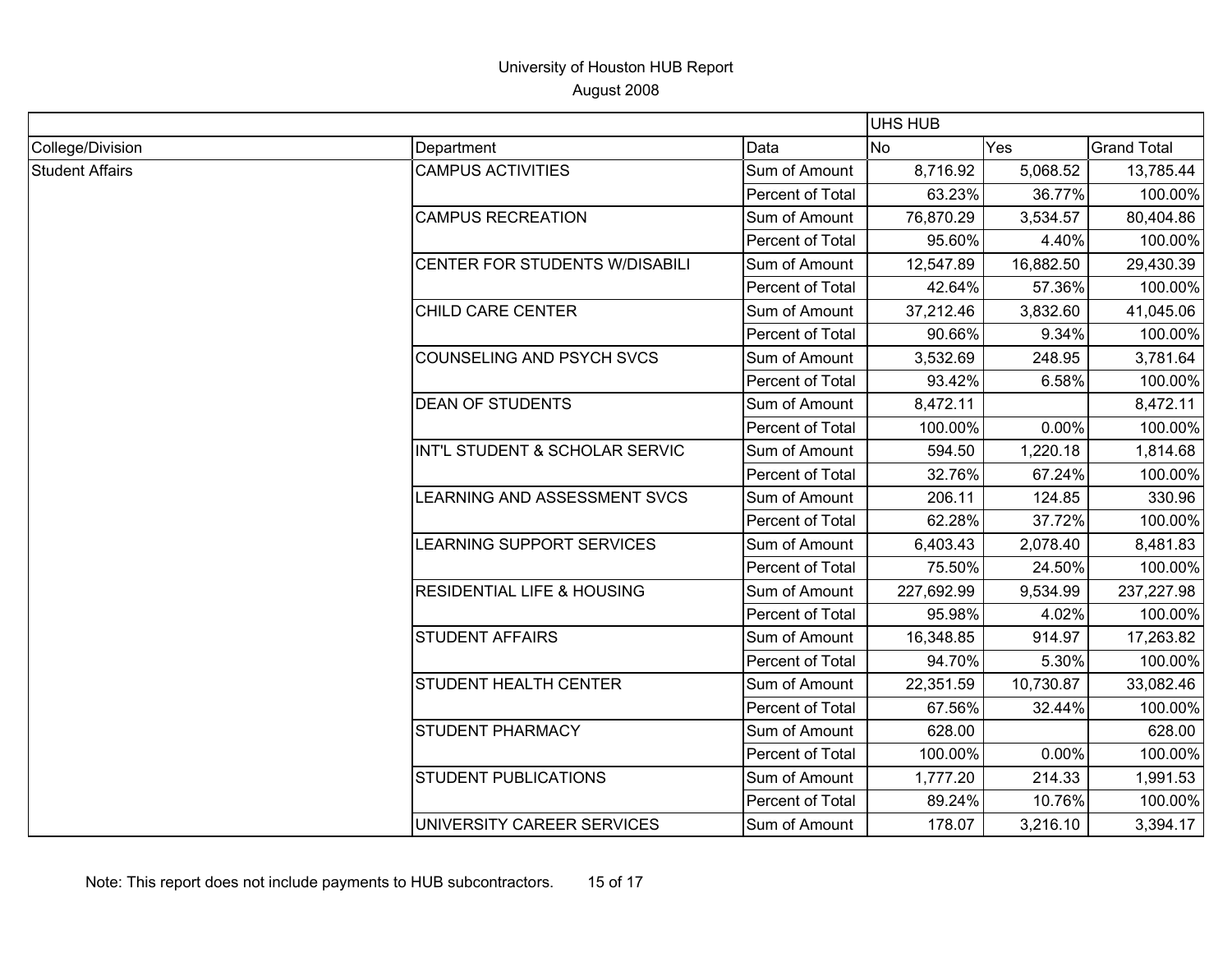University of Houston HUB Report
August 2008

| | | | UHS HUB | | |
|---|---|---|---|---|---|
| College/Division | Department | Data | No | Yes | Grand Total |
| Student Affairs | CAMPUS ACTIVITIES | Sum of Amount | 8,716.92 | 5,068.52 | 13,785.44 |
| | | Percent of Total | 63.23% | 36.77% | 100.00% |
| | CAMPUS RECREATION | Sum of Amount | 76,870.29 | 3,534.57 | 80,404.86 |
| | | Percent of Total | 95.60% | 4.40% | 100.00% |
| | CENTER FOR STUDENTS W/DISABILI | Sum of Amount | 12,547.89 | 16,882.50 | 29,430.39 |
| | | Percent of Total | 42.64% | 57.36% | 100.00% |
| | CHILD CARE CENTER | Sum of Amount | 37,212.46 | 3,832.60 | 41,045.06 |
| | | Percent of Total | 90.66% | 9.34% | 100.00% |
| | COUNSELING AND PSYCH SVCS | Sum of Amount | 3,532.69 | 248.95 | 3,781.64 |
| | | Percent of Total | 93.42% | 6.58% | 100.00% |
| | DEAN OF STUDENTS | Sum of Amount | 8,472.11 | | 8,472.11 |
| | | Percent of Total | 100.00% | 0.00% | 100.00% |
| | INT'L STUDENT & SCHOLAR SERVIC | Sum of Amount | 594.50 | 1,220.18 | 1,814.68 |
| | | Percent of Total | 32.76% | 67.24% | 100.00% |
| | LEARNING AND ASSESSMENT SVCS | Sum of Amount | 206.11 | 124.85 | 330.96 |
| | | Percent of Total | 62.28% | 37.72% | 100.00% |
| | LEARNING SUPPORT SERVICES | Sum of Amount | 6,403.43 | 2,078.40 | 8,481.83 |
| | | Percent of Total | 75.50% | 24.50% | 100.00% |
| | RESIDENTIAL LIFE & HOUSING | Sum of Amount | 227,692.99 | 9,534.99 | 237,227.98 |
| | | Percent of Total | 95.98% | 4.02% | 100.00% |
| | STUDENT AFFAIRS | Sum of Amount | 16,348.85 | 914.97 | 17,263.82 |
| | | Percent of Total | 94.70% | 5.30% | 100.00% |
| | STUDENT HEALTH CENTER | Sum of Amount | 22,351.59 | 10,730.87 | 33,082.46 |
| | | Percent of Total | 67.56% | 32.44% | 100.00% |
| | STUDENT PHARMACY | Sum of Amount | 628.00 | | 628.00 |
| | | Percent of Total | 100.00% | 0.00% | 100.00% |
| | STUDENT PUBLICATIONS | Sum of Amount | 1,777.20 | 214.33 | 1,991.53 |
| | | Percent of Total | 89.24% | 10.76% | 100.00% |
| | UNIVERSITY CAREER SERVICES | Sum of Amount | 178.07 | 3,216.10 | 3,394.17 |

Note: This report does not include payments to HUB subcontractors.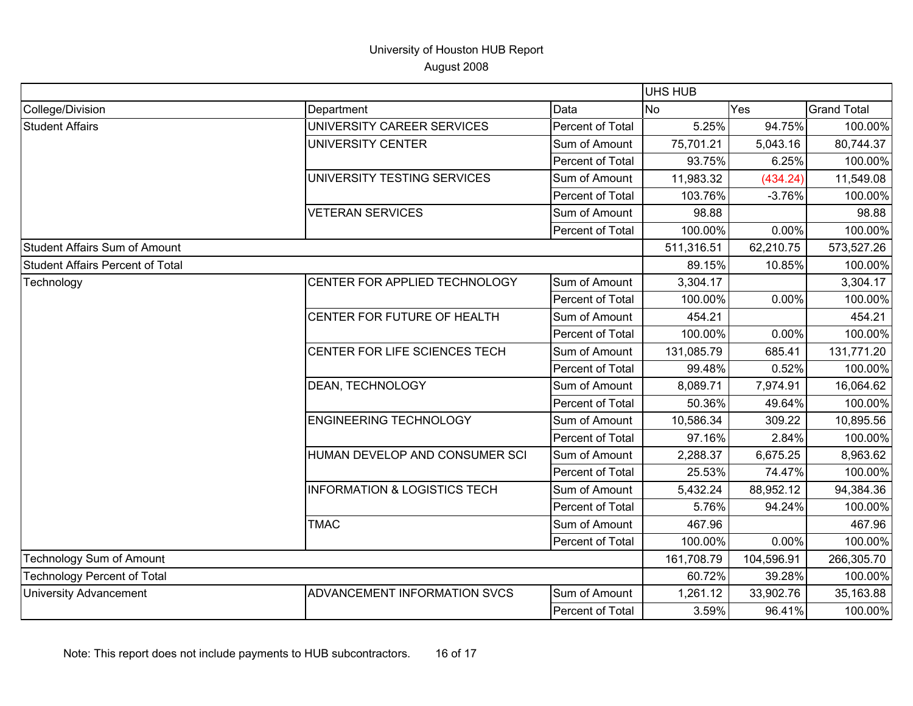# University of Houston HUB Report

August 2008

| | | | UHS HUB | | |
|---|---|---|---|---|---|
| College/Division | Department | Data | No | Yes | Grand Total |
| Student Affairs | UNIVERSITY CAREER SERVICES | Percent of Total | 5.25% | 94.75% | 100.00% |
| | UNIVERSITY CENTER | Sum of Amount | 75,701.21 | 5,043.16 | 80,744.37 |
| | | Percent of Total | 93.75% | 6.25% | 100.00% |
| | UNIVERSITY TESTING SERVICES | Sum of Amount | 11,983.32 | (434.24) | 11,549.08 |
| | | Percent of Total | 103.76% | -3.76% | 100.00% |
| | VETERAN SERVICES | Sum of Amount | 98.88 | | 98.88 |
| | | Percent of Total | 100.00% | 0.00% | 100.00% |
| Student Affairs Sum of Amount | | | 511,316.51 | 62,210.75 | 573,527.26 |
| Student Affairs Percent of Total | | | 89.15% | 10.85% | 100.00% |
| Technology | CENTER FOR APPLIED TECHNOLOGY | Sum of Amount | 3,304.17 | | 3,304.17 |
| | | Percent of Total | 100.00% | 0.00% | 100.00% |
| | CENTER FOR FUTURE OF HEALTH | Sum of Amount | 454.21 | | 454.21 |
| | | Percent of Total | 100.00% | 0.00% | 100.00% |
| | CENTER FOR LIFE SCIENCES TECH | Sum of Amount | 131,085.79 | 685.41 | 131,771.20 |
| | | Percent of Total | 99.48% | 0.52% | 100.00% |
| | DEAN, TECHNOLOGY | Sum of Amount | 8,089.71 | 7,974.91 | 16,064.62 |
| | | Percent of Total | 50.36% | 49.64% | 100.00% |
| | ENGINEERING TECHNOLOGY | Sum of Amount | 10,586.34 | 309.22 | 10,895.56 |
| | | Percent of Total | 97.16% | 2.84% | 100.00% |
| | HUMAN DEVELOP AND CONSUMER SCI | Sum of Amount | 2,288.37 | 6,675.25 | 8,963.62 |
| | | Percent of Total | 25.53% | 74.47% | 100.00% |
| | INFORMATION & LOGISTICS TECH | Sum of Amount | 5,432.24 | 88,952.12 | 94,384.36 |
| | | Percent of Total | 5.76% | 94.24% | 100.00% |
| | TMAC | Sum of Amount | 467.96 | | 467.96 |
| | | Percent of Total | 100.00% | 0.00% | 100.00% |
| Technology Sum of Amount | | | 161,708.79 | 104,596.91 | 266,305.70 |
| Technology Percent of Total | | | 60.72% | 39.28% | 100.00% |
| University Advancement | ADVANCEMENT INFORMATION SVCS | Sum of Amount | 1,261.12 | 33,902.76 | 35,163.88 |
| | | Percent of Total | 3.59% | 96.41% | 100.00% |

Note: This report does not include payments to HUB subcontractors.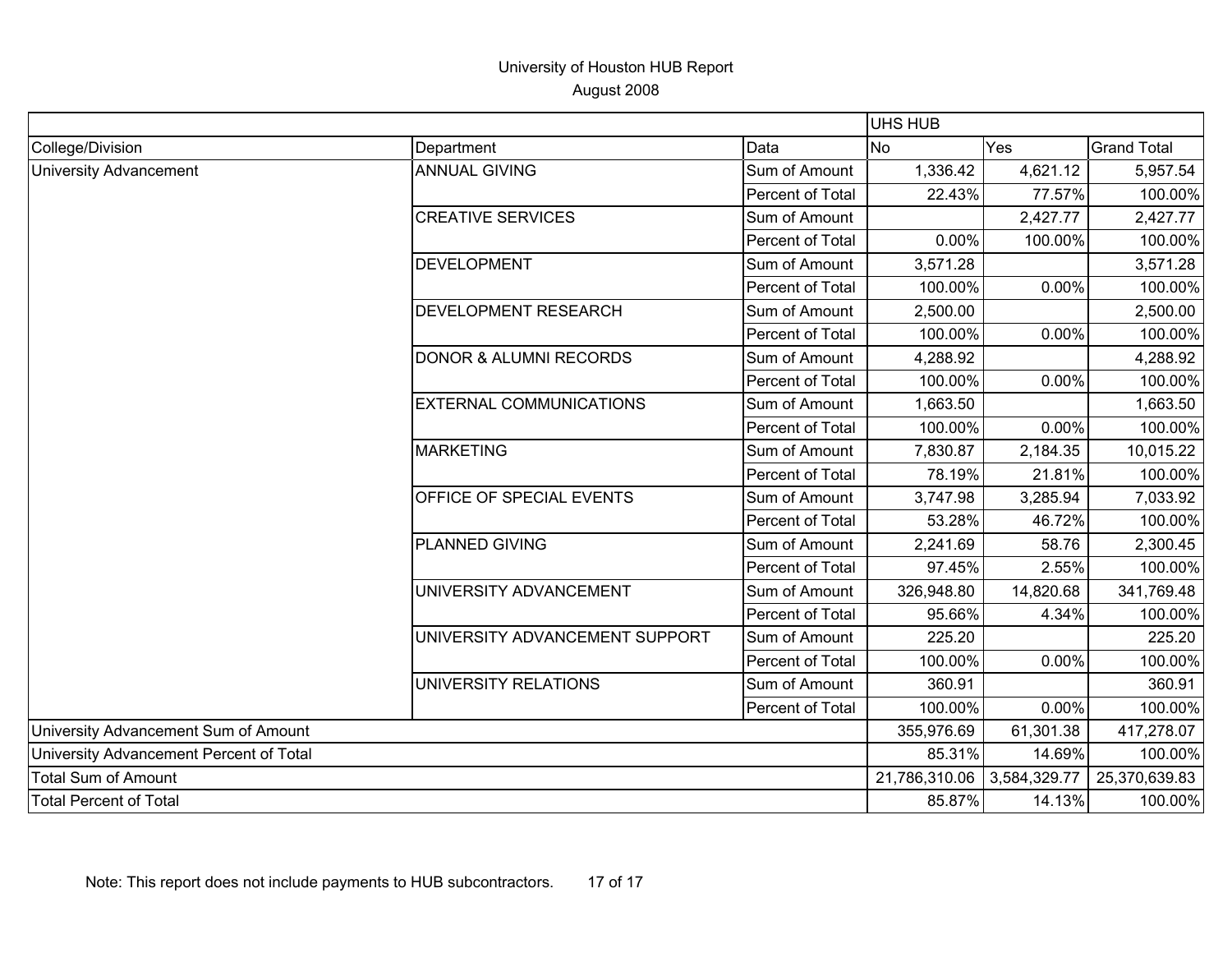University of Houston HUB Report
August 2008

| | | | UHS HUB | | |
|---|---|---|---|---|---|
| College/Division | Department | Data | No | Yes | Grand Total |
| University Advancement | ANNUAL GIVING | Sum of Amount | 1,336.42 | 4,621.12 | 5,957.54 |
| | | Percent of Total | 22.43% | 77.57% | 100.00% |
| | CREATIVE SERVICES | Sum of Amount | | 2,427.77 | 2,427.77 |
| | | Percent of Total | 0.00% | 100.00% | 100.00% |
| | DEVELOPMENT | Sum of Amount | 3,571.28 | | 3,571.28 |
| | | Percent of Total | 100.00% | 0.00% | 100.00% |
| | DEVELOPMENT RESEARCH | Sum of Amount | 2,500.00 | | 2,500.00 |
| | | Percent of Total | 100.00% | 0.00% | 100.00% |
| | DONOR & ALUMNI RECORDS | Sum of Amount | 4,288.92 | | 4,288.92 |
| | | Percent of Total | 100.00% | 0.00% | 100.00% |
| | EXTERNAL COMMUNICATIONS | Sum of Amount | 1,663.50 | | 1,663.50 |
| | | Percent of Total | 100.00% | 0.00% | 100.00% |
| | MARKETING | Sum of Amount | 7,830.87 | 2,184.35 | 10,015.22 |
| | | Percent of Total | 78.19% | 21.81% | 100.00% |
| | OFFICE OF SPECIAL EVENTS | Sum of Amount | 3,747.98 | 3,285.94 | 7,033.92 |
| | | Percent of Total | 53.28% | 46.72% | 100.00% |
| | PLANNED GIVING | Sum of Amount | 2,241.69 | 58.76 | 2,300.45 |
| | | Percent of Total | 97.45% | 2.55% | 100.00% |
| | UNIVERSITY ADVANCEMENT | Sum of Amount | 326,948.80 | 14,820.68 | 341,769.48 |
| | | Percent of Total | 95.66% | 4.34% | 100.00% |
| | UNIVERSITY ADVANCEMENT SUPPORT | Sum of Amount | 225.20 | | 225.20 |
| | | Percent of Total | 100.00% | 0.00% | 100.00% |
| | UNIVERSITY RELATIONS | Sum of Amount | 360.91 | | 360.91 |
| | | Percent of Total | 100.00% | 0.00% | 100.00% |
| University Advancement Sum of Amount | | | 355,976.69 | 61,301.38 | 417,278.07 |
| University Advancement Percent of Total | | | 85.31% | 14.69% | 100.00% |
| Total Sum of Amount | | | 21,786,310.06 | 3,584,329.77 | 25,370,639.83 |
| Total Percent of Total | | | 85.87% | 14.13% | 100.00% |

Note: This report does not include payments to HUB subcontractors.